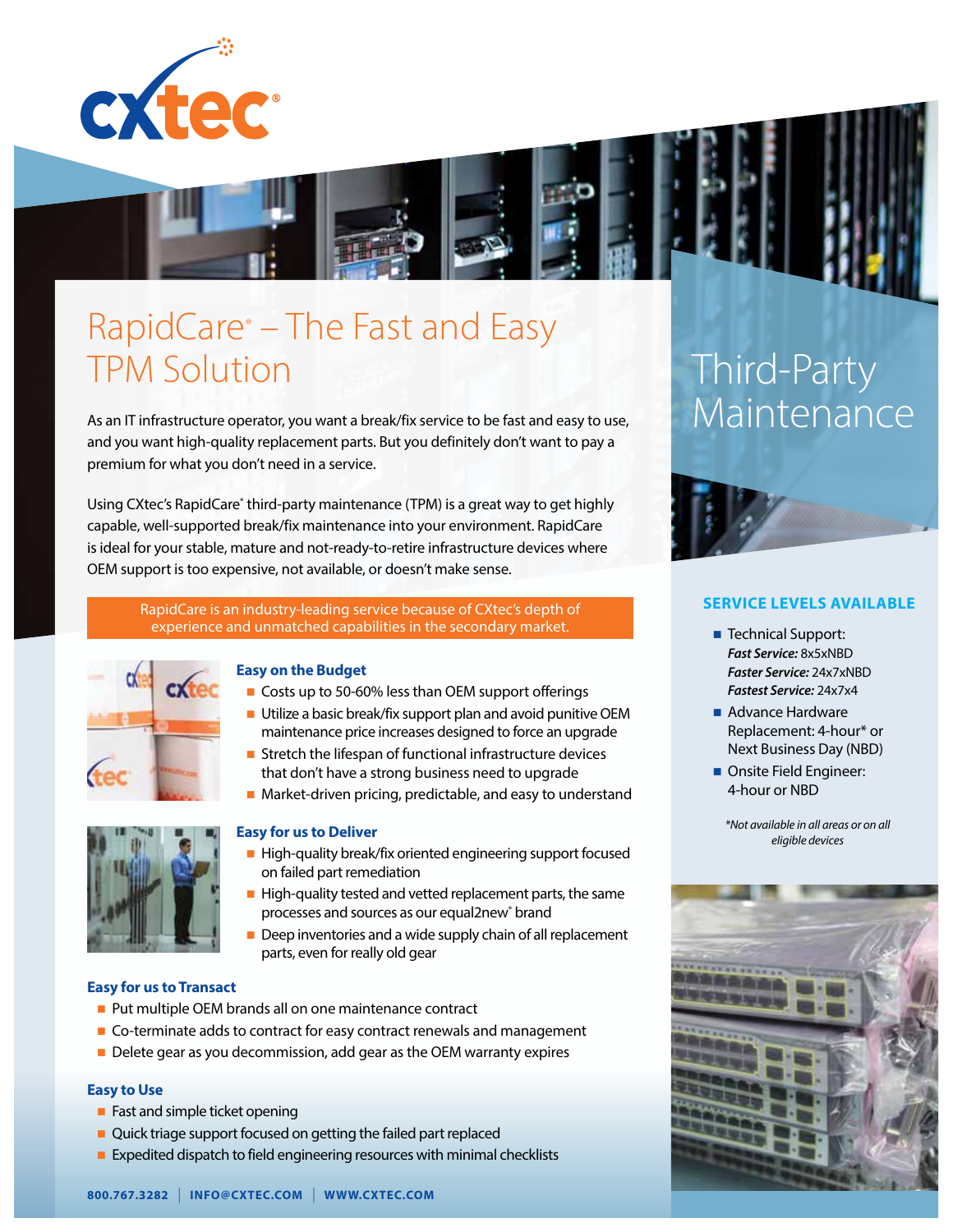# RapidCare® – The Fast and Easy TPM Solution

## Third-Party Maintenance

As an IT infrastructure operator, you want a break/fix service to be fast and easy to use, and you want high-quality replacement parts. But you definitely don't want to pay a premium for what you don't need in a service.

Using CXtec's RapidCare® third-party maintenance (TPM) is a great way to get highly capable, well-supported break/fix maintenance into your environment. RapidCare is ideal for your stable, mature and not-ready-to-retire infrastructure devices where OEM support is too expensive, not available, or doesn't make sense.

RapidCare is an industry-leading service because of CXtec's depth of experience and unmatched capabilities in the secondary market.

### Easy on the Budget

- Costs up to 50-60% less than OEM support offerings
- Utilize a basic break/fix support plan and avoid punitive OEM maintenance price increases designed to force an upgrade
- Stretch the lifespan of functional infrastructure devices that don't have a strong business need to upgrade
- Market-driven pricing, predictable, and easy to understand

### Easy for us to Deliver

- High-quality break/fix oriented engineering support focused on failed part remediation
- High-quality tested and vetted replacement parts, the same processes and sources as our equal2new® brand
- Deep inventories and a wide supply chain of all replacement parts, even for really old gear

### Easy for us to Transact

- Put multiple OEM brands all on one maintenance contract
- Co-terminate adds to contract for easy contract renewals and management
- Delete gear as you decommission, add gear as the OEM warranty expires

### Easy to Use

- Fast and simple ticket opening
- Quick triage support focused on getting the failed part replaced
- Expedited dispatch to field engineering resources with minimal checklists

### SERVICE LEVELS AVAILABLE

- Technical Support:
  ***Fast Service:*** 8x5xNBD
  ***Faster Service:*** 24x7xNBD
  ***Fastest Service:*** 24x7x4
- Advance Hardware Replacement: 4-hour* or Next Business Day (NBD)
- Onsite Field Engineer: 4-hour or NBD

*\*Not available in all areas or on all eligible devices*

800.767.3282 | INFO@CXTEC.COM | WWW.CXTEC.COM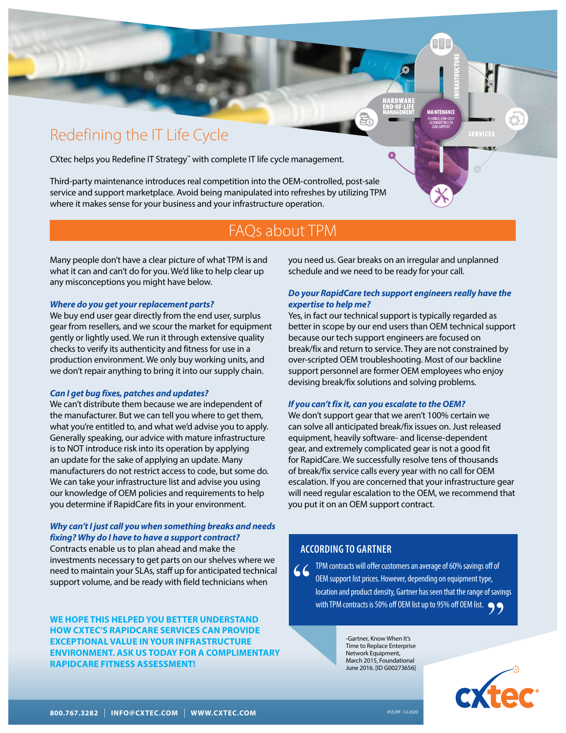# Redefining the IT Life Cycle

CXtec helps you Redefine IT Strategy™ with complete IT life cycle management.

Third-party maintenance introduces real competition into the OEM-controlled, post-sale service and support marketplace. Avoid being manipulated into refreshes by utilizing TPM where it makes sense for your business and your infrastructure operation.

HARDWARE END-OF-LIFE MANAGEMENT

INFRASTRUCTURE

MAINTENANCE
FLEXIBLE, LOW-COST ALTERNATIVES TO OEM SUPPORT

SERVICES

## FAQs about TPM

Many people don't have a clear picture of what TPM is and what it can and can't do for you. We'd like to help clear up any misconceptions you might have below.

### *Where do you get your replacement parts?*

We buy end user gear directly from the end user, surplus gear from resellers, and we scour the market for equipment gently or lightly used. We run it through extensive quality checks to verify its authenticity and fitness for use in a production environment. We only buy working units, and we don't repair anything to bring it into our supply chain.

### *Can I get bug fixes, patches and updates?*

We can't distribute them because we are independent of the manufacturer. But we can tell you where to get them, what you're entitled to, and what we'd advise you to apply. Generally speaking, our advice with mature infrastructure is to NOT introduce risk into its operation by applying an update for the sake of applying an update. Many manufacturers do not restrict access to code, but some do. We can take your infrastructure list and advise you using our knowledge of OEM policies and requirements to help you determine if RapidCare fits in your environment.

### *Why can't I just call you when something breaks and needs fixing? Why do I have to have a support contract?*

Contracts enable us to plan ahead and make the investments necessary to get parts on our shelves where we need to maintain your SLAs, staff up for anticipated technical support volume, and be ready with field technicians when you need us. Gear breaks on an irregular and unplanned schedule and we need to be ready for your call.

### *Do your RapidCare tech support engineers really have the expertise to help me?*

Yes, in fact our technical support is typically regarded as better in scope by our end users than OEM technical support because our tech support engineers are focused on break/fix and return to service. They are not constrained by over-scripted OEM troubleshooting. Most of our backline support personnel are former OEM employees who enjoy devising break/fix solutions and solving problems.

### *If you can't fix it, can you escalate to the OEM?*

We don't support gear that we aren't 100% certain we can solve all anticipated break/fix issues on. Just released equipment, heavily software- and license-dependent gear, and extremely complicated gear is not a good fit for RapidCare. We successfully resolve tens of thousands of break/fix service calls every year with no call for OEM escalation. If you are concerned that your infrastructure gear will need regular escalation to the OEM, we recommend that you put it on an OEM support contract.

**WE HOPE THIS HELPED YOU BETTER UNDERSTAND HOW CXTEC'S RAPIDCARE SERVICES CAN PROVIDE EXCEPTIONAL VALUE IN YOUR INFRASTRUCTURE ENVIRONMENT. ASK US TODAY FOR A COMPLIMENTARY RAPIDCARE FITNESS ASSESSMENT!**

### ACCORDING TO GARTNER

> "TPM contracts will offer customers an average of 60% savings off of OEM support list prices. However, depending on equipment type, location and product density, Gartner has seen that the range of savings with TPM contracts is 50% off OEM list up to 95% off OEM list."

-Gartner, Know When It's Time to Replace Enterprise Network Equipment, March 2015, Foundational June 2016. [ID G00273656]

cxtec®

800.767.3282 | INFO@CXTEC.COM | WWW.CXTEC.COM

#5529F -12.2020